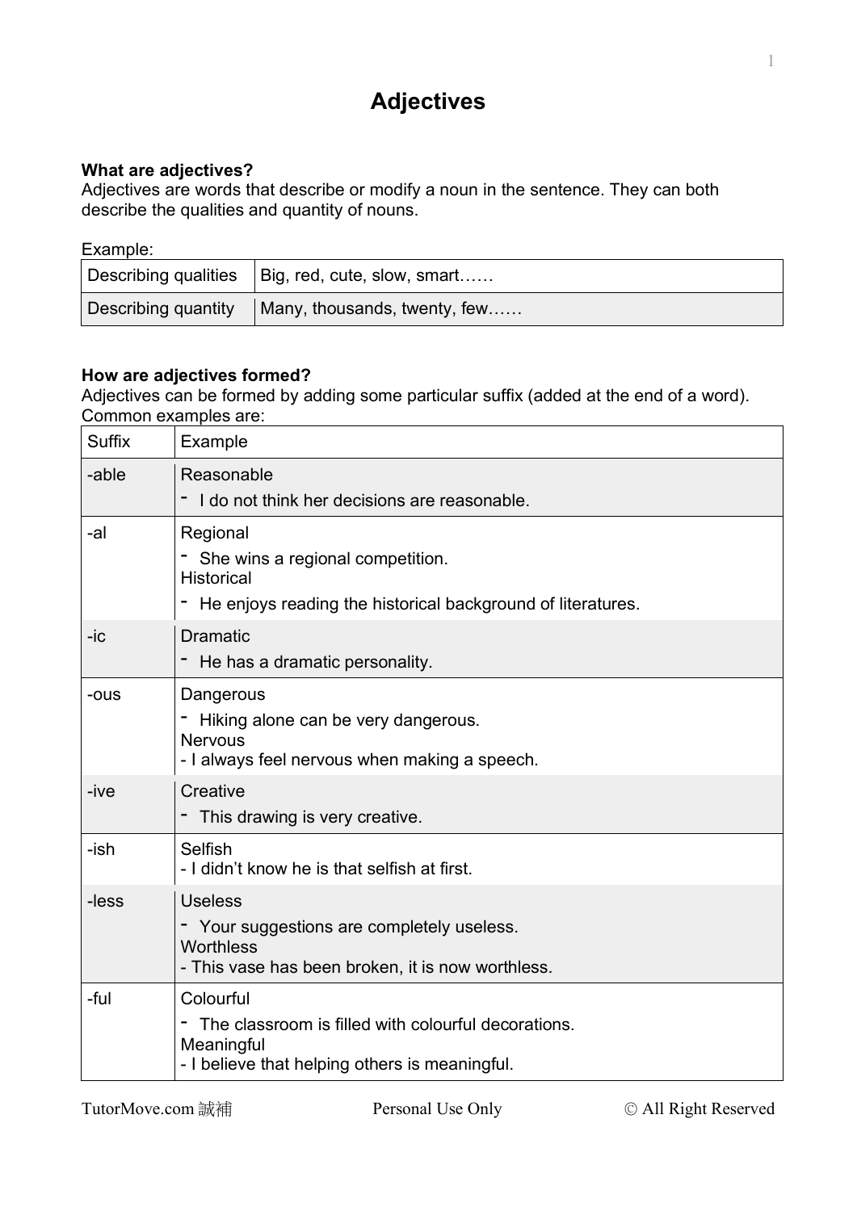# Adjectives

**What are adjectives?**
Adjectives are words that describe or modify a noun in the sentence. They can both describe the qualities and quantity of nouns.

Example:

| | |
|---|---|
| Describing qualities | Big, red, cute, slow, smart…… |
| Describing quantity | Many, thousands, twenty, few…… |

**How are adjectives formed?**
Adjectives can be formed by adding some particular suffix (added at the end of a word). Common examples are:

| Suffix | Example |
|---|---|
| -able | Reasonable<br>- I do not think her decisions are reasonable. |
| -al | Regional<br>- She wins a regional competition.<br>Historical<br>- He enjoys reading the historical background of literatures. |
| -ic | Dramatic<br>- He has a dramatic personality. |
| -ous | Dangerous<br>- Hiking alone can be very dangerous.<br>Nervous<br>- I always feel nervous when making a speech. |
| -ive | Creative<br>- This drawing is very creative. |
| -ish | Selfish<br>- I didn't know he is that selfish at first. |
| -less | Useless<br>- Your suggestions are completely useless.<br>Worthless<br>- This vase has been broken, it is now worthless. |
| -ful | Colourful<br>- The classroom is filled with colourful decorations.<br>Meaningful<br>- I believe that helping others is meaningful. |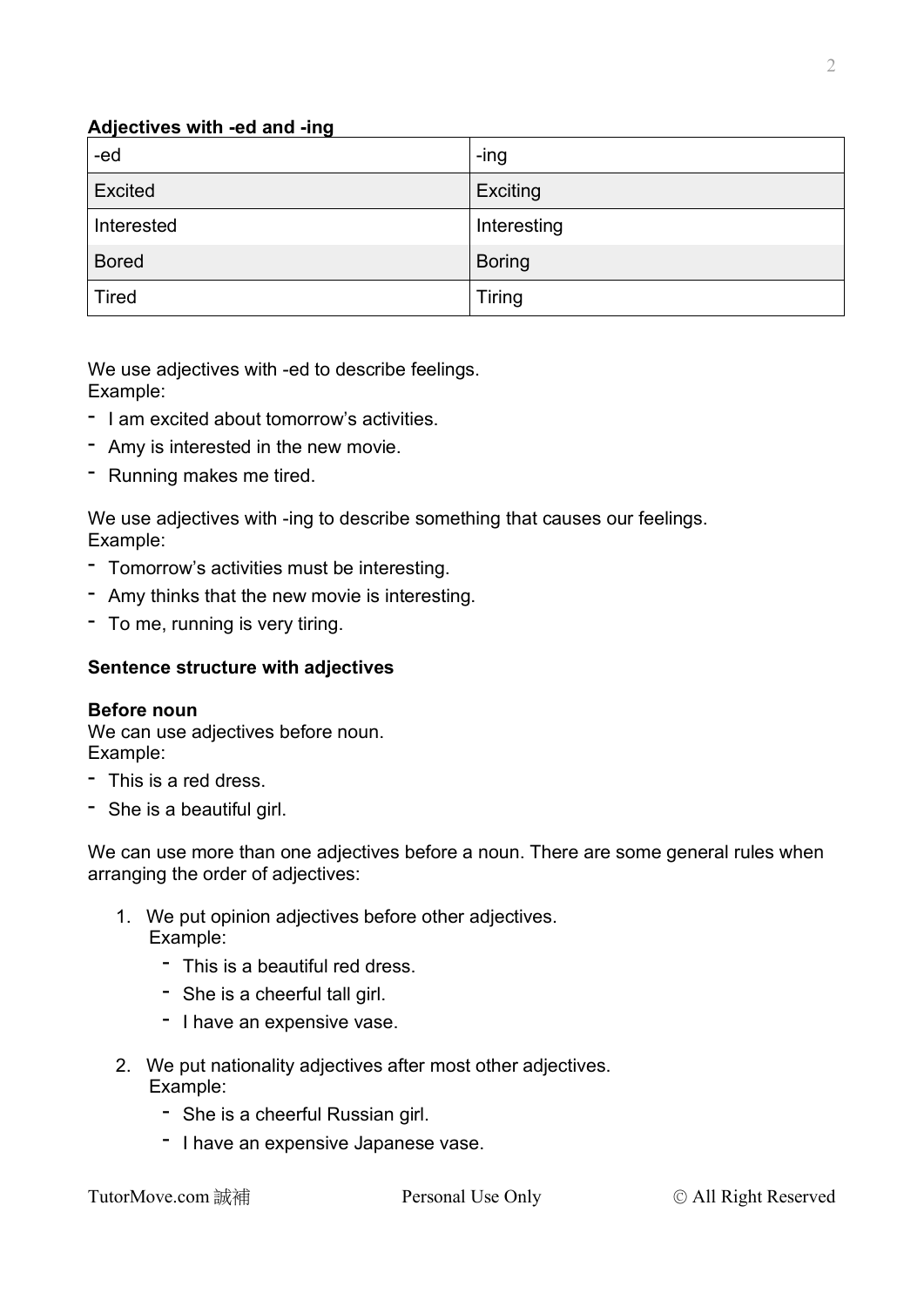**Adjectives with -ed and -ing**

| -ed | -ing |
| --- | --- |
| Excited | Exciting |
| Interested | Interesting |
| Bored | Boring |
| Tired | Tiring |

We use adjectives with -ed to describe feelings.
Example:

- I am excited about tomorrow's activities.
- Amy is interested in the new movie.
- Running makes me tired.

We use adjectives with -ing to describe something that causes our feelings.
Example:

- Tomorrow's activities must be interesting.
- Amy thinks that the new movie is interesting.
- To me, running is very tiring.

**Sentence structure with adjectives**

**Before noun**
We can use adjectives before noun.
Example:

- This is a red dress.
- She is a beautiful girl.

We can use more than one adjectives before a noun. There are some general rules when arranging the order of adjectives:

1. We put opinion adjectives before other adjectives.
   Example:
   - This is a beautiful red dress.
   - She is a cheerful tall girl.
   - I have an expensive vase.

2. We put nationality adjectives after most other adjectives.
   Example:
   - She is a cheerful Russian girl.
   - I have an expensive Japanese vase.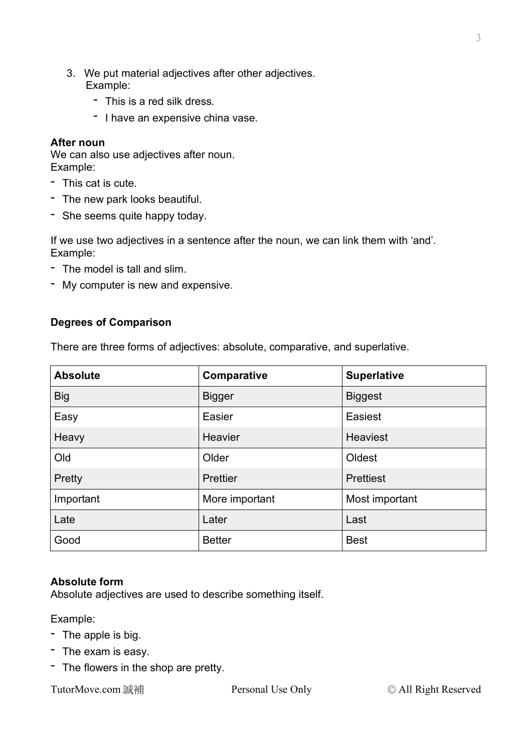3. We put material adjectives after other adjectives.
   Example:
   - This is a red silk dress.
   - I have an expensive china vase.

**After noun**
We can also use adjectives after noun.
Example:

- This cat is cute.
- The new park looks beautiful.
- She seems quite happy today.

If we use two adjectives in a sentence after the noun, we can link them with 'and'.
Example:

- The model is tall and slim.
- My computer is new and expensive.

**Degrees of Comparison**

There are three forms of adjectives: absolute, comparative, and superlative.

| Absolute | Comparative | Superlative |
|---|---|---|
| Big | Bigger | Biggest |
| Easy | Easier | Easiest |
| Heavy | Heavier | Heaviest |
| Old | Older | Oldest |
| Pretty | Prettier | Prettiest |
| Important | More important | Most important |
| Late | Later | Last |
| Good | Better | Best |

**Absolute form**
Absolute adjectives are used to describe something itself.

Example:

- The apple is big.
- The exam is easy.
- The flowers in the shop are pretty.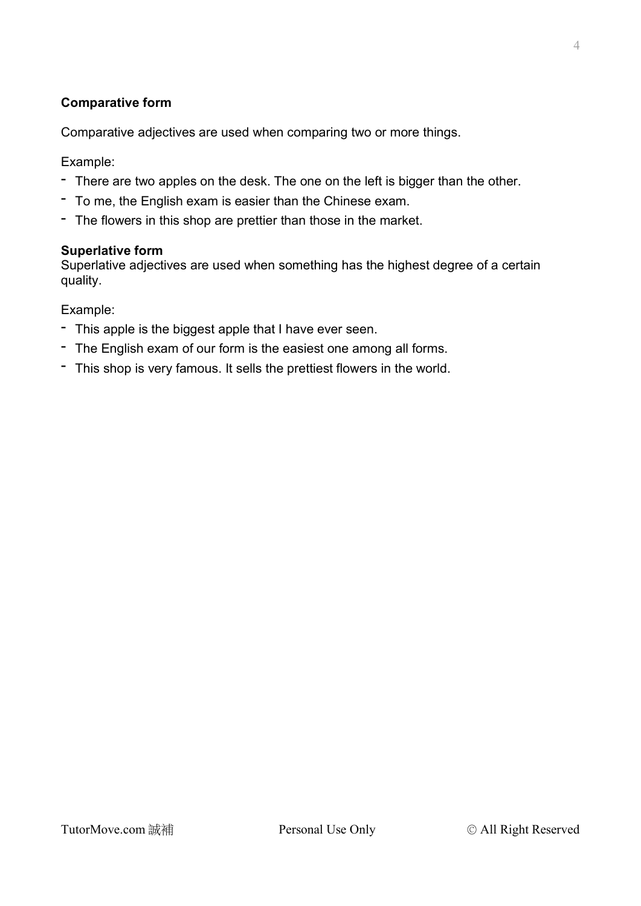**Comparative form**

Comparative adjectives are used when comparing two or more things.

Example:

- There are two apples on the desk. The one on the left is bigger than the other.
- To me, the English exam is easier than the Chinese exam.
- The flowers in this shop are prettier than those in the market.

**Superlative form**

Superlative adjectives are used when something has the highest degree of a certain quality.

Example:

- This apple is the biggest apple that I have ever seen.
- The English exam of our form is the easiest one among all forms.
- This shop is very famous. It sells the prettiest flowers in the world.